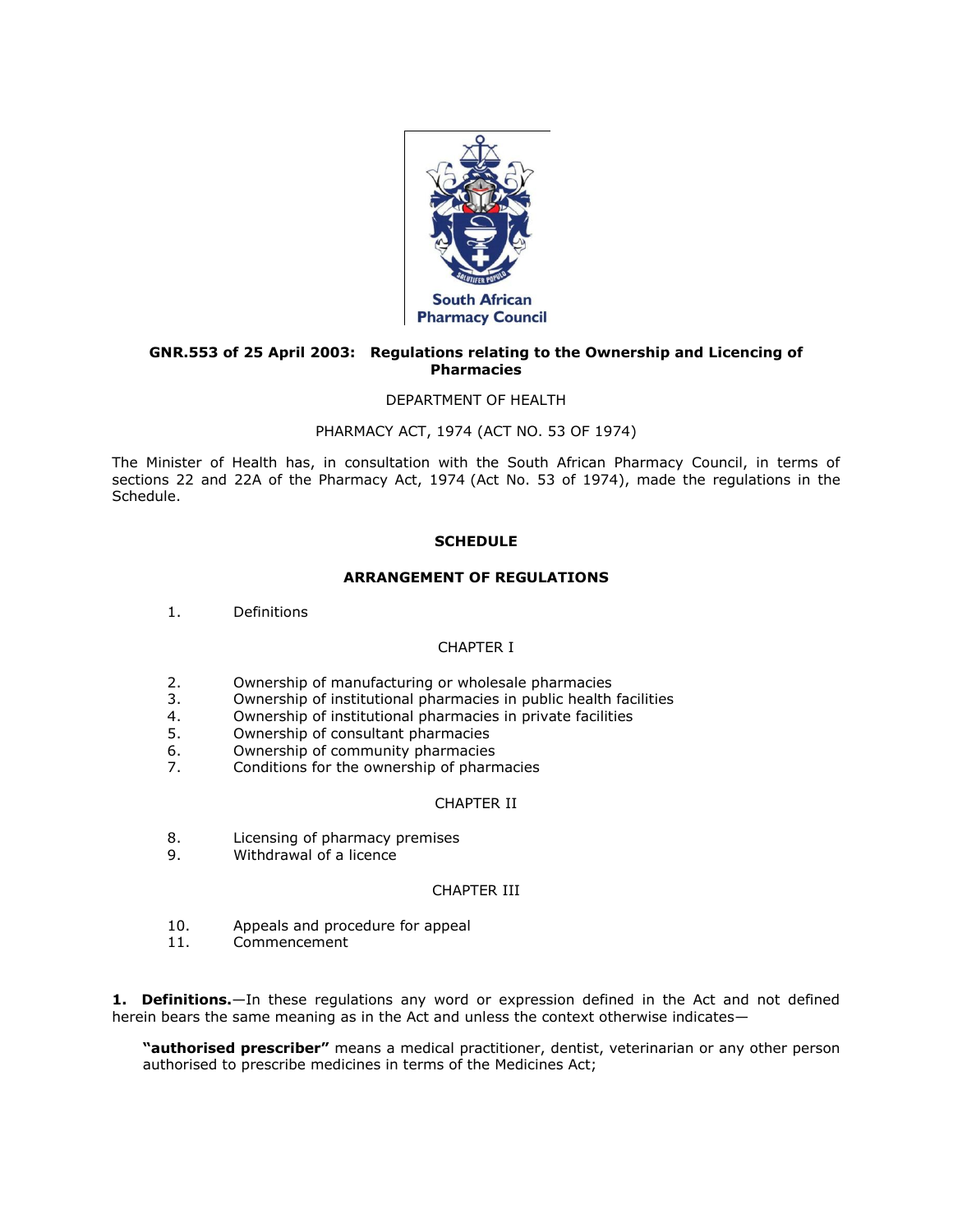South African Pharmacy Council

**GNR.553 of 25 April 2003: Regulations relating to the Ownership and Licencing of Pharmacies**

DEPARTMENT OF HEALTH

PHARMACY ACT, 1974 (ACT NO. 53 OF 1974)

The Minister of Health has, in consultation with the South African Pharmacy Council, in terms of sections 22 and 22A of the Pharmacy Act, 1974 (Act No. 53 of 1974), made the regulations in the Schedule.

**SCHEDULE**

**ARRANGEMENT OF REGULATIONS**

1. Definitions

CHAPTER I

2. Ownership of manufacturing or wholesale pharmacies
3. Ownership of institutional pharmacies in public health facilities
4. Ownership of institutional pharmacies in private facilities
5. Ownership of consultant pharmacies
6. Ownership of community pharmacies
7. Conditions for the ownership of pharmacies

CHAPTER II

8. Licensing of pharmacy premises
9. Withdrawal of a licence

CHAPTER III

10. Appeals and procedure for appeal
11. Commencement

**1. Definitions.**—In these regulations any word or expression defined in the Act and not defined herein bears the same meaning as in the Act and unless the context otherwise indicates—

> **"authorised prescriber"** means a medical practitioner, dentist, veterinarian or any other person authorised to prescribe medicines in terms of the Medicines Act;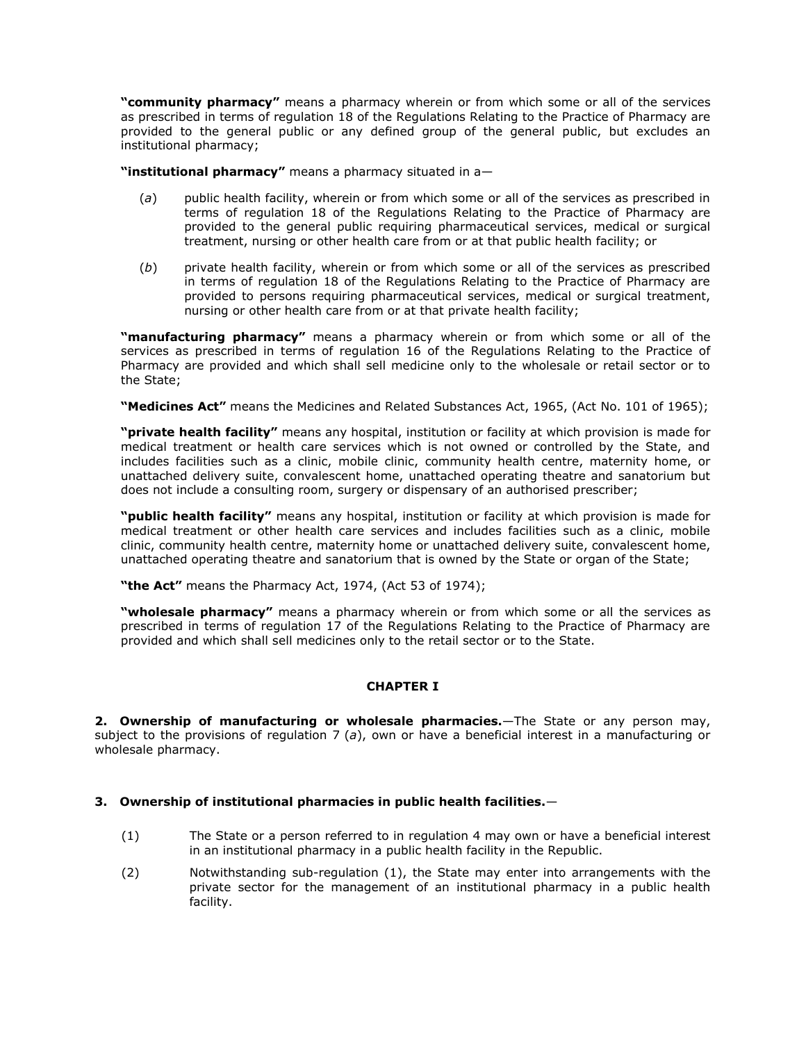**"community pharmacy"** means a pharmacy wherein or from which some or all of the services as prescribed in terms of regulation 18 of the Regulations Relating to the Practice of Pharmacy are provided to the general public or any defined group of the general public, but excludes an institutional pharmacy;

**"institutional pharmacy"** means a pharmacy situated in a—

(*a*) public health facility, wherein or from which some or all of the services as prescribed in terms of regulation 18 of the Regulations Relating to the Practice of Pharmacy are provided to the general public requiring pharmaceutical services, medical or surgical treatment, nursing or other health care from or at that public health facility; or

(*b*) private health facility, wherein or from which some or all of the services as prescribed in terms of regulation 18 of the Regulations Relating to the Practice of Pharmacy are provided to persons requiring pharmaceutical services, medical or surgical treatment, nursing or other health care from or at that private health facility;

**"manufacturing pharmacy"** means a pharmacy wherein or from which some or all of the services as prescribed in terms of regulation 16 of the Regulations Relating to the Practice of Pharmacy are provided and which shall sell medicine only to the wholesale or retail sector or to the State;

**"Medicines Act"** means the Medicines and Related Substances Act, 1965, (Act No. 101 of 1965);

**"private health facility"** means any hospital, institution or facility at which provision is made for medical treatment or health care services which is not owned or controlled by the State, and includes facilities such as a clinic, mobile clinic, community health centre, maternity home, or unattached delivery suite, convalescent home, unattached operating theatre and sanatorium but does not include a consulting room, surgery or dispensary of an authorised prescriber;

**"public health facility"** means any hospital, institution or facility at which provision is made for medical treatment or other health care services and includes facilities such as a clinic, mobile clinic, community health centre, maternity home or unattached delivery suite, convalescent home, unattached operating theatre and sanatorium that is owned by the State or organ of the State;

**"the Act"** means the Pharmacy Act, 1974, (Act 53 of 1974);

**"wholesale pharmacy"** means a pharmacy wherein or from which some or all the services as prescribed in terms of regulation 17 of the Regulations Relating to the Practice of Pharmacy are provided and which shall sell medicines only to the retail sector or to the State.

## CHAPTER I

**2. Ownership of manufacturing or wholesale pharmacies.**—The State or any person may, subject to the provisions of regulation 7 (*a*), own or have a beneficial interest in a manufacturing or wholesale pharmacy.

**3. Ownership of institutional pharmacies in public health facilities.**—

(1) The State or a person referred to in regulation 4 may own or have a beneficial interest in an institutional pharmacy in a public health facility in the Republic.

(2) Notwithstanding sub-regulation (1), the State may enter into arrangements with the private sector for the management of an institutional pharmacy in a public health facility.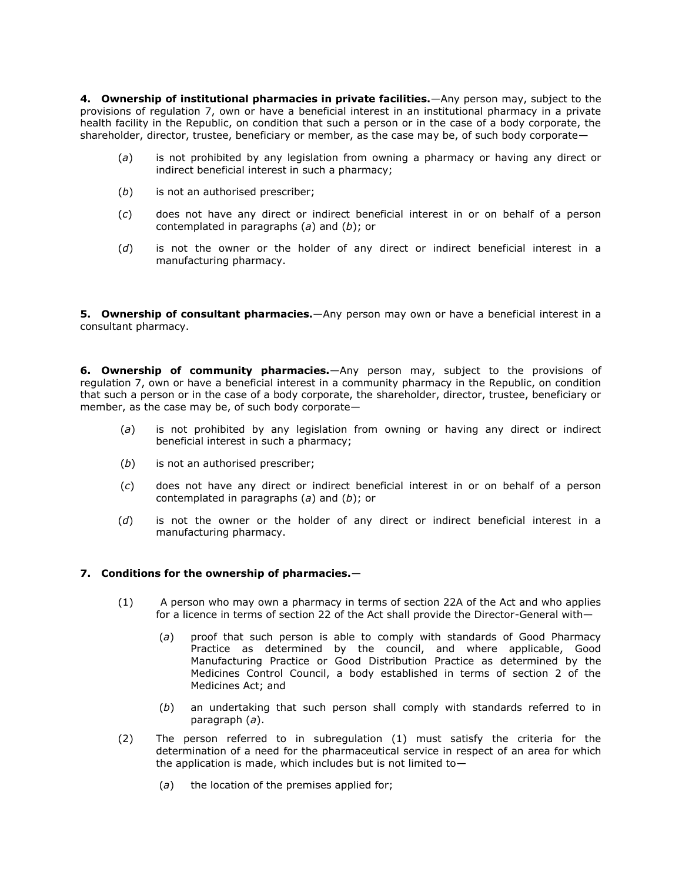**4. Ownership of institutional pharmacies in private facilities.**—Any person may, subject to the provisions of regulation 7, own or have a beneficial interest in an institutional pharmacy in a private health facility in the Republic, on condition that such a person or in the case of a body corporate, the shareholder, director, trustee, beneficiary or member, as the case may be, of such body corporate—

(*a*) is not prohibited by any legislation from owning a pharmacy or having any direct or indirect beneficial interest in such a pharmacy;

(*b*) is not an authorised prescriber;

(*c*) does not have any direct or indirect beneficial interest in or on behalf of a person contemplated in paragraphs (*a*) and (*b*); or

(*d*) is not the owner or the holder of any direct or indirect beneficial interest in a manufacturing pharmacy.

**5. Ownership of consultant pharmacies.**—Any person may own or have a beneficial interest in a consultant pharmacy.

**6. Ownership of community pharmacies.**—Any person may, subject to the provisions of regulation 7, own or have a beneficial interest in a community pharmacy in the Republic, on condition that such a person or in the case of a body corporate, the shareholder, director, trustee, beneficiary or member, as the case may be, of such body corporate—

(*a*) is not prohibited by any legislation from owning or having any direct or indirect beneficial interest in such a pharmacy;

(*b*) is not an authorised prescriber;

(*c*) does not have any direct or indirect beneficial interest in or on behalf of a person contemplated in paragraphs (*a*) and (*b*); or

(*d*) is not the owner or the holder of any direct or indirect beneficial interest in a manufacturing pharmacy.

**7. Conditions for the ownership of pharmacies.**—

(1) A person who may own a pharmacy in terms of section 22A of the Act and who applies for a licence in terms of section 22 of the Act shall provide the Director-General with—

(*a*) proof that such person is able to comply with standards of Good Pharmacy Practice as determined by the council, and where applicable, Good Manufacturing Practice or Good Distribution Practice as determined by the Medicines Control Council, a body established in terms of section 2 of the Medicines Act; and

(*b*) an undertaking that such person shall comply with standards referred to in paragraph (*a*).

(2) The person referred to in subregulation (1) must satisfy the criteria for the determination of a need for the pharmaceutical service in respect of an area for which the application is made, which includes but is not limited to—

(*a*) the location of the premises applied for;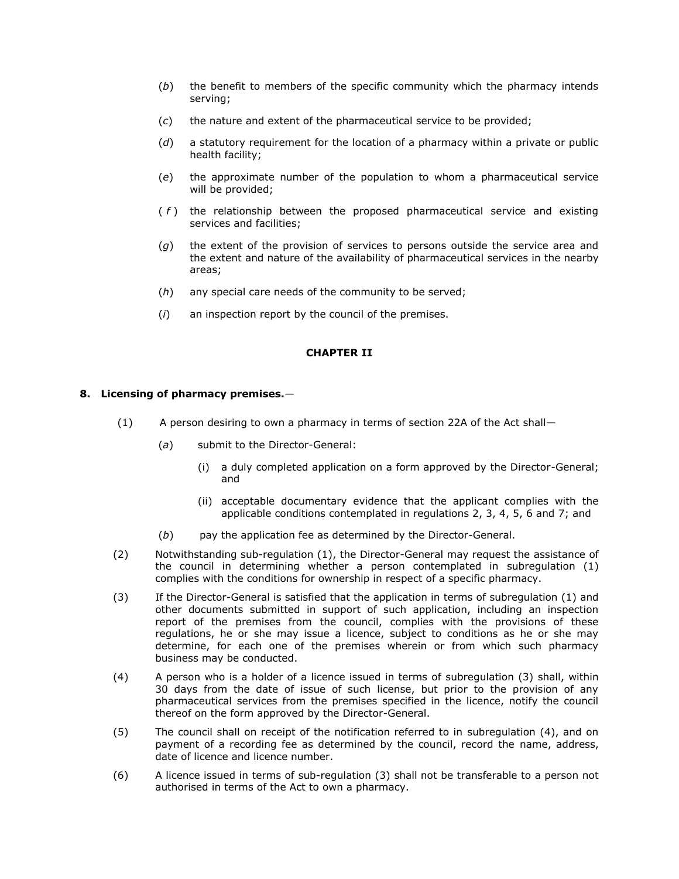(*b*) the benefit to members of the specific community which the pharmacy intends serving;

(*c*) the nature and extent of the pharmaceutical service to be provided;

(*d*) a statutory requirement for the location of a pharmacy within a private or public health facility;

(*e*) the approximate number of the population to whom a pharmaceutical service will be provided;

(*f*) the relationship between the proposed pharmaceutical service and existing services and facilities;

(*g*) the extent of the provision of services to persons outside the service area and the extent and nature of the availability of pharmaceutical services in the nearby areas;

(*h*) any special care needs of the community to be served;

(*i*) an inspection report by the council of the premises.

**CHAPTER II**

**8. Licensing of pharmacy premises.**—

(1) A person desiring to own a pharmacy in terms of section 22A of the Act shall—

(*a*) submit to the Director-General:

(i) a duly completed application on a form approved by the Director-General; and

(ii) acceptable documentary evidence that the applicant complies with the applicable conditions contemplated in regulations 2, 3, 4, 5, 6 and 7; and

(*b*) pay the application fee as determined by the Director-General.

(2) Notwithstanding sub-regulation (1), the Director-General may request the assistance of the council in determining whether a person contemplated in subregulation (1) complies with the conditions for ownership in respect of a specific pharmacy.

(3) If the Director-General is satisfied that the application in terms of subregulation (1) and other documents submitted in support of such application, including an inspection report of the premises from the council, complies with the provisions of these regulations, he or she may issue a licence, subject to conditions as he or she may determine, for each one of the premises wherein or from which such pharmacy business may be conducted.

(4) A person who is a holder of a licence issued in terms of subregulation (3) shall, within 30 days from the date of issue of such license, but prior to the provision of any pharmaceutical services from the premises specified in the licence, notify the council thereof on the form approved by the Director-General.

(5) The council shall on receipt of the notification referred to in subregulation (4), and on payment of a recording fee as determined by the council, record the name, address, date of licence and licence number.

(6) A licence issued in terms of sub-regulation (3) shall not be transferable to a person not authorised in terms of the Act to own a pharmacy.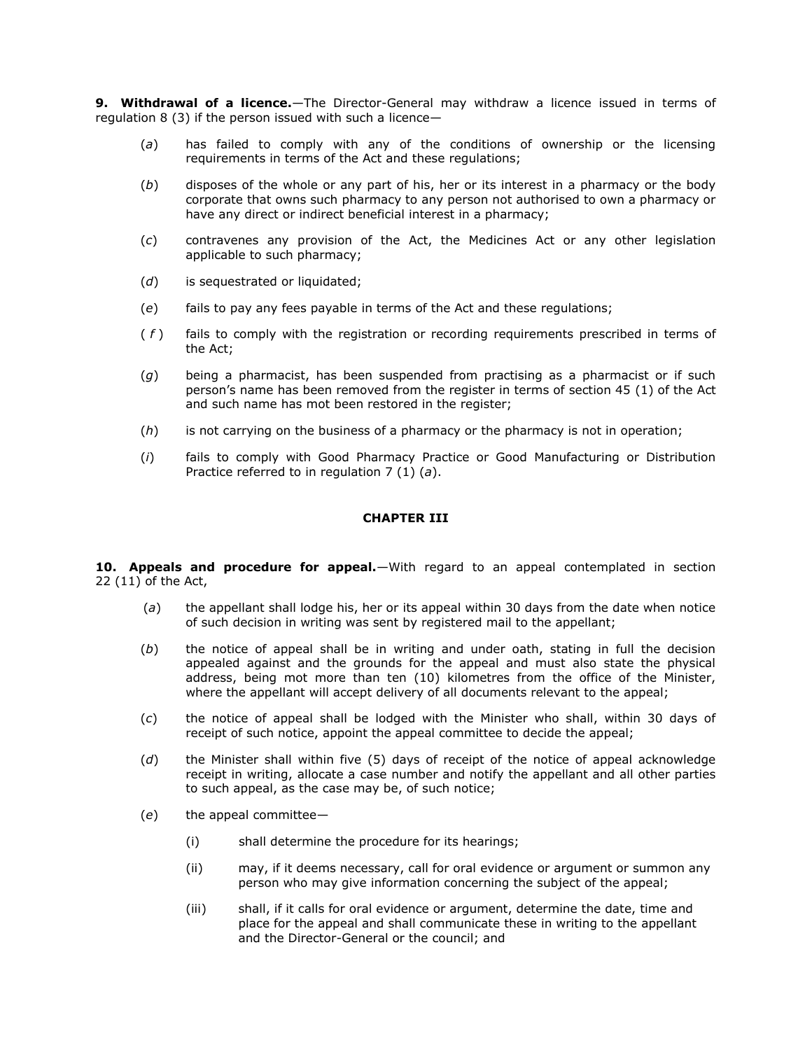**9. Withdrawal of a licence.**—The Director-General may withdraw a licence issued in terms of regulation 8 (3) if the person issued with such a licence—

(*a*) has failed to comply with any of the conditions of ownership or the licensing requirements in terms of the Act and these regulations;

(*b*) disposes of the whole or any part of his, her or its interest in a pharmacy or the body corporate that owns such pharmacy to any person not authorised to own a pharmacy or have any direct or indirect beneficial interest in a pharmacy;

(*c*) contravenes any provision of the Act, the Medicines Act or any other legislation applicable to such pharmacy;

(*d*) is sequestrated or liquidated;

(*e*) fails to pay any fees payable in terms of the Act and these regulations;

(*f*) fails to comply with the registration or recording requirements prescribed in terms of the Act;

(*g*) being a pharmacist, has been suspended from practising as a pharmacist or if such person's name has been removed from the register in terms of section 45 (1) of the Act and such name has mot been restored in the register;

(*h*) is not carrying on the business of a pharmacy or the pharmacy is not in operation;

(*i*) fails to comply with Good Pharmacy Practice or Good Manufacturing or Distribution Practice referred to in regulation 7 (1) (*a*).

## CHAPTER III

**10. Appeals and procedure for appeal.**—With regard to an appeal contemplated in section 22 (11) of the Act,

(*a*) the appellant shall lodge his, her or its appeal within 30 days from the date when notice of such decision in writing was sent by registered mail to the appellant;

(*b*) the notice of appeal shall be in writing and under oath, stating in full the decision appealed against and the grounds for the appeal and must also state the physical address, being mot more than ten (10) kilometres from the office of the Minister, where the appellant will accept delivery of all documents relevant to the appeal;

(*c*) the notice of appeal shall be lodged with the Minister who shall, within 30 days of receipt of such notice, appoint the appeal committee to decide the appeal;

(*d*) the Minister shall within five (5) days of receipt of the notice of appeal acknowledge receipt in writing, allocate a case number and notify the appellant and all other parties to such appeal, as the case may be, of such notice;

(*e*) the appeal committee—

(i) shall determine the procedure for its hearings;

(ii) may, if it deems necessary, call for oral evidence or argument or summon any person who may give information concerning the subject of the appeal;

(iii) shall, if it calls for oral evidence or argument, determine the date, time and place for the appeal and shall communicate these in writing to the appellant and the Director-General or the council; and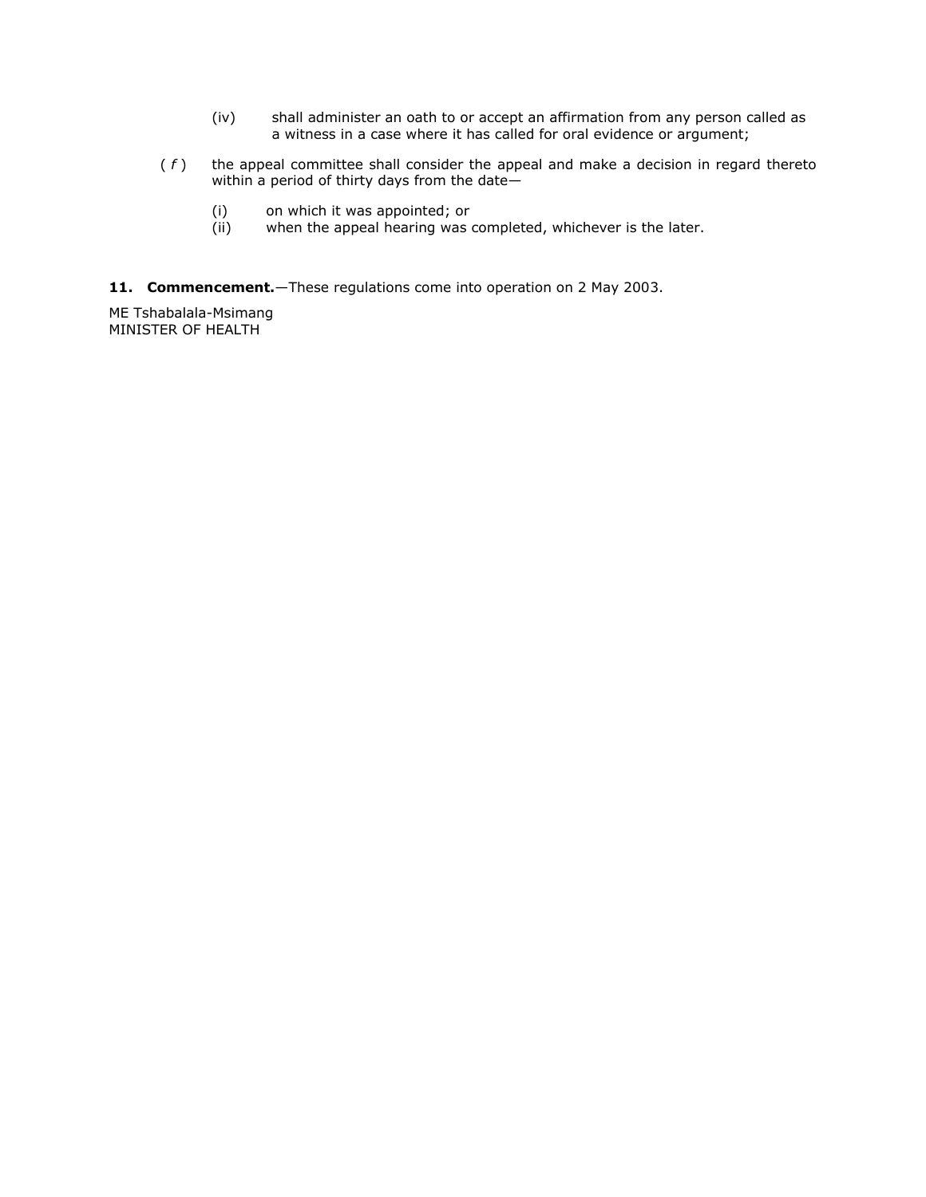(iv) shall administer an oath to or accept an affirmation from any person called as a witness in a case where it has called for oral evidence or argument;

(*f*) the appeal committee shall consider the appeal and make a decision in regard thereto within a period of thirty days from the date—

(i) on which it was appointed; or

(ii) when the appeal hearing was completed, whichever is the later.

**11. Commencement.**—These regulations come into operation on 2 May 2003.

ME Tshabalala-Msimang
MINISTER OF HEALTH